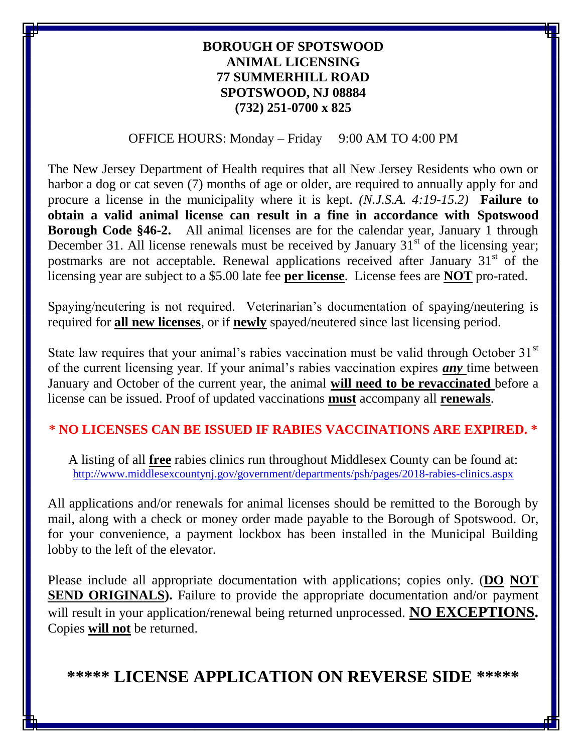# BOROUGH OF SPOTSWOOD
## ANIMAL LICENSING
**77 SUMMERHILL ROAD**
**SPOTSWOOD, NJ 08884**
**(732) 251-0700 x 825**

OFFICE HOURS: Monday – Friday 9:00 AM TO 4:00 PM

The New Jersey Department of Health requires that all New Jersey Residents who own or harbor a dog or cat seven (7) months of age or older, are required to annually apply for and procure a license in the municipality where it is kept. *(N.J.S.A. 4:19-15.2)* **Failure to obtain a valid animal license can result in a fine in accordance with Spotswood Borough Code §46-2.** All animal licenses are for the calendar year, January 1 through December 31. All license renewals must be received by January 31st of the licensing year; postmarks are not acceptable. Renewal applications received after January 31st of the licensing year are subject to a $5.00 late fee **per license**. License fees are **NOT** pro-rated.

Spaying/neutering is not required. Veterinarian's documentation of spaying/neutering is required for **all new licenses**, or if **newly** spayed/neutered since last licensing period.

State law requires that your animal's rabies vaccination must be valid through October 31st of the current licensing year. If your animal's rabies vaccination expires ***any*** time between January and October of the current year, the animal **will need to be revaccinated** before a license can be issued. Proof of updated vaccinations **must** accompany all **renewals**.

**\* NO LICENSES CAN BE ISSUED IF RABIES VACCINATIONS ARE EXPIRED. \***

A listing of all **free** rabies clinics run throughout Middlesex County can be found at:
http://www.middlesexcountynj.gov/government/departments/psh/pages/2018-rabies-clinics.aspx

All applications and/or renewals for animal licenses should be remitted to the Borough by mail, along with a check or money order made payable to the Borough of Spotswood. Or, for your convenience, a payment lockbox has been installed in the Municipal Building lobby to the left of the elevator.

Please include all appropriate documentation with applications; copies only. (**DO NOT SEND ORIGINALS).** Failure to provide the appropriate documentation and/or payment will result in your application/renewal being returned unprocessed. **NO EXCEPTIONS.** Copies **will not** be returned.

## \*\*\*\*\* LICENSE APPLICATION ON REVERSE SIDE \*\*\*\*\*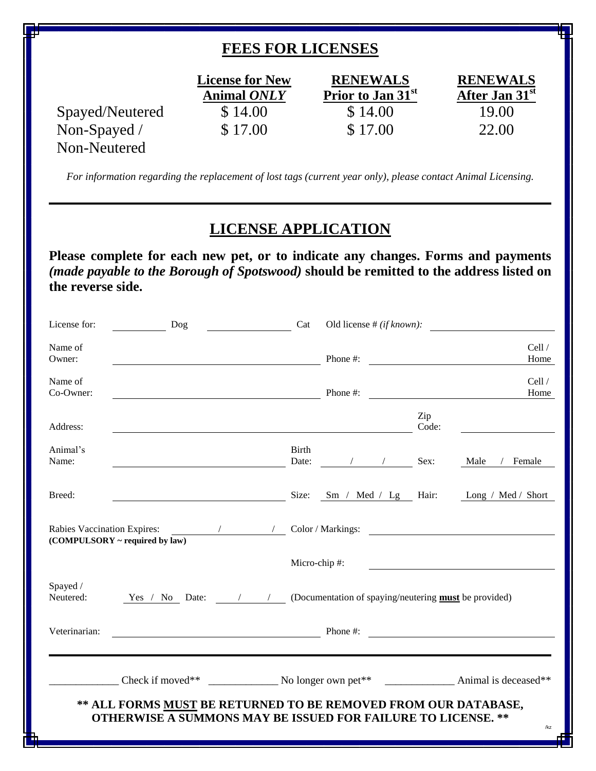## FEES FOR LICENSES

| | License for New Animal *ONLY* | RENEWALS Prior to Jan 31st | RENEWALS After Jan 31st |
|---|---|---|---|
| Spayed/Neutered | $ 14.00 | $ 14.00 | 19.00 |
| Non-Spayed / Non-Neutered | $ 17.00 | $ 17.00 | 22.00 |

*For information regarding the replacement of lost tags (current year only), please contact Animal Licensing.*

---

## LICENSE APPLICATION

**Please complete for each new pet, or to indicate any changes. Forms and payments *(made payable to the Borough of Spotswood)* should be remitted to the address listed on the reverse side.**

License for: ________ Dog ____________ Cat  Old license # *(if known)*: ____________

Name of Owner: ______________________________ Phone #: ____________________ Cell / Home

Name of Co-Owner: ______________________________ Phone #: ____________________ Cell / Home

Address: ____________________________________________ Zip Code: ____________

Animal's Name: ______________________________ Birth Date: ____ / ____ / ____ Sex: Male / Female

Breed: ______________________________ Size: Sm / Med / Lg Hair: Long / Med / Short

Rabies Vaccination Expires: ____ / ____ / ____ Color / Markings: ______________________________
**(COMPULSORY ~ required by law)**

Micro-chip #: ______________________________

Spayed / Neutered: Yes / No Date: ____ / ____ / ____ (Documentation of spaying/neutering **must** be provided)

Veterinarian: ______________________________ Phone #: ______________________________

---

_____________ Check if moved** _____________ No longer own pet** _____________ Animal is deceased**

**** ALL FORMS MUST BE RETURNED TO BE REMOVED FROM OUR DATABASE, OTHERWISE A SUMMONS MAY BE ISSUED FOR FAILURE TO LICENSE. ****

/kz